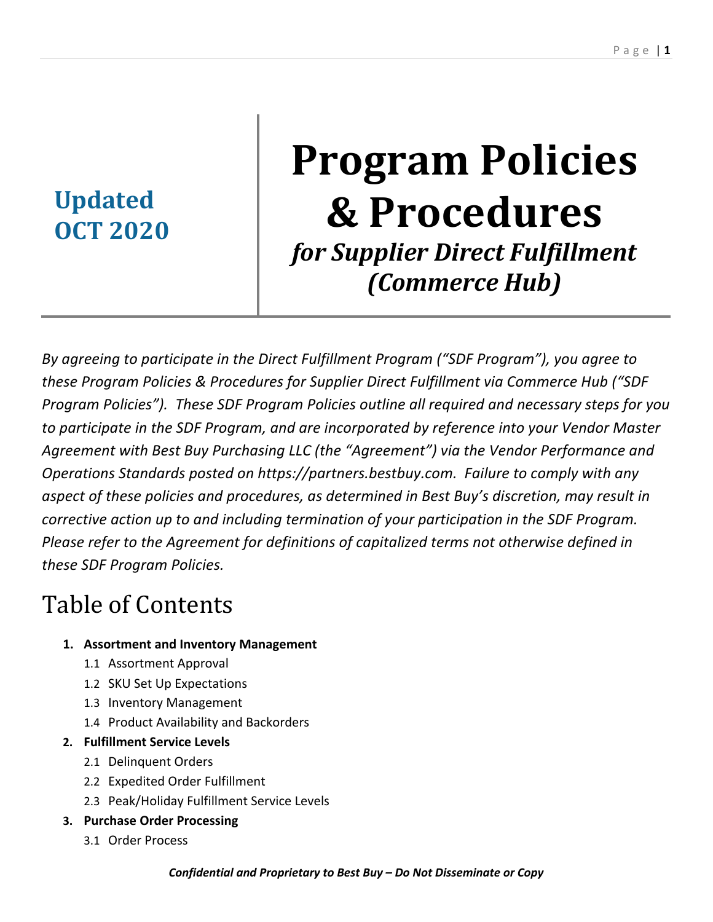**Updated OCT 2020**

# Program Policies & Procedures

## *for Supplier Direct Fulfillment (Commerce Hub)*

*By agreeing to participate in the Direct Fulfillment Program ("SDF Program"), you agree to these Program Policies & Procedures for Supplier Direct Fulfillment via Commerce Hub ("SDF Program Policies"). These SDF Program Policies outline all required and necessary steps for you to participate in the SDF Program, and are incorporated by reference into your Vendor Master Agreement with Best Buy Purchasing LLC (the "Agreement") via the Vendor Performance and Operations Standards posted on https://partners.bestbuy.com. Failure to comply with any aspect of these policies and procedures, as determined in Best Buy's discretion, may result in corrective action up to and including termination of your participation in the SDF Program. Please refer to the Agreement for definitions of capitalized terms not otherwise defined in these SDF Program Policies.*

# Table of Contents

1. **Assortment and Inventory Management**
   - 1.1 Assortment Approval
   - 1.2 SKU Set Up Expectations
   - 1.3 Inventory Management
   - 1.4 Product Availability and Backorders
2. **Fulfillment Service Levels**
   - 2.1 Delinquent Orders
   - 2.2 Expedited Order Fulfillment
   - 2.3 Peak/Holiday Fulfillment Service Levels
3. **Purchase Order Processing**
   - 3.1 Order Process

*Confidential and Proprietary to Best Buy – Do Not Disseminate or Copy*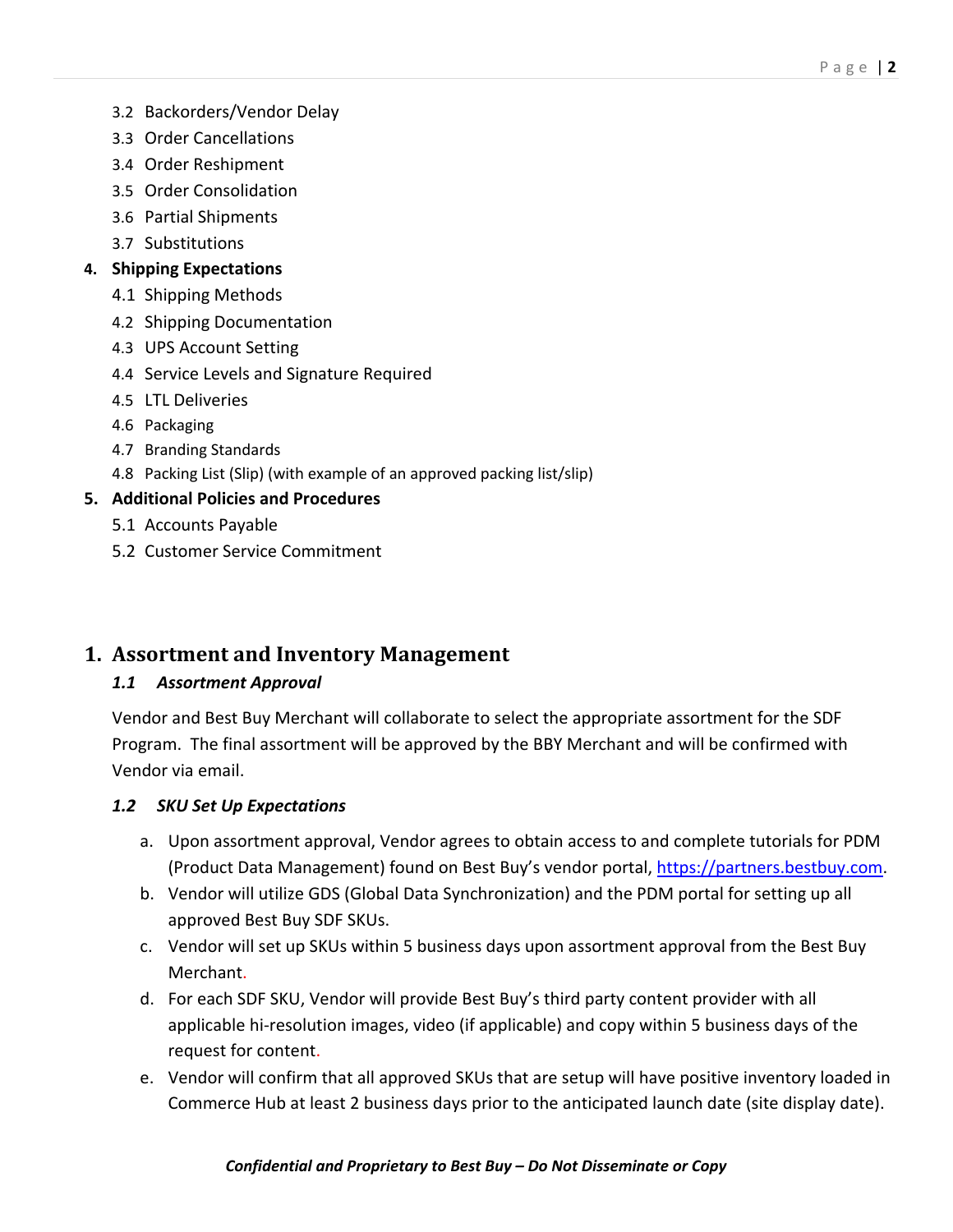3.2 Backorders/Vendor Delay
3.3 Order Cancellations
3.4 Order Reshipment
3.5 Order Consolidation
3.6 Partial Shipments
3.7 Substitutions

4. **Shipping Expectations**
   4.1 Shipping Methods
   4.2 Shipping Documentation
   4.3 UPS Account Setting
   4.4 Service Levels and Signature Required
   4.5 LTL Deliveries
   4.6 Packaging
   4.7 Branding Standards
   4.8 Packing List (Slip) (with example of an approved packing list/slip)

5. **Additional Policies and Procedures**
   5.1 Accounts Payable
   5.2 Customer Service Commitment

# 1. Assortment and Inventory Management

### *1.1 Assortment Approval*

Vendor and Best Buy Merchant will collaborate to select the appropriate assortment for the SDF Program. The final assortment will be approved by the BBY Merchant and will be confirmed with Vendor via email.

### *1.2 SKU Set Up Expectations*

a. Upon assortment approval, Vendor agrees to obtain access to and complete tutorials for PDM (Product Data Management) found on Best Buy's vendor portal, https://partners.bestbuy.com.
b. Vendor will utilize GDS (Global Data Synchronization) and the PDM portal for setting up all approved Best Buy SDF SKUs.
c. Vendor will set up SKUs within 5 business days upon assortment approval from the Best Buy Merchant.
d. For each SDF SKU, Vendor will provide Best Buy's third party content provider with all applicable hi-resolution images, video (if applicable) and copy within 5 business days of the request for content.
e. Vendor will confirm that all approved SKUs that are setup will have positive inventory loaded in Commerce Hub at least 2 business days prior to the anticipated launch date (site display date).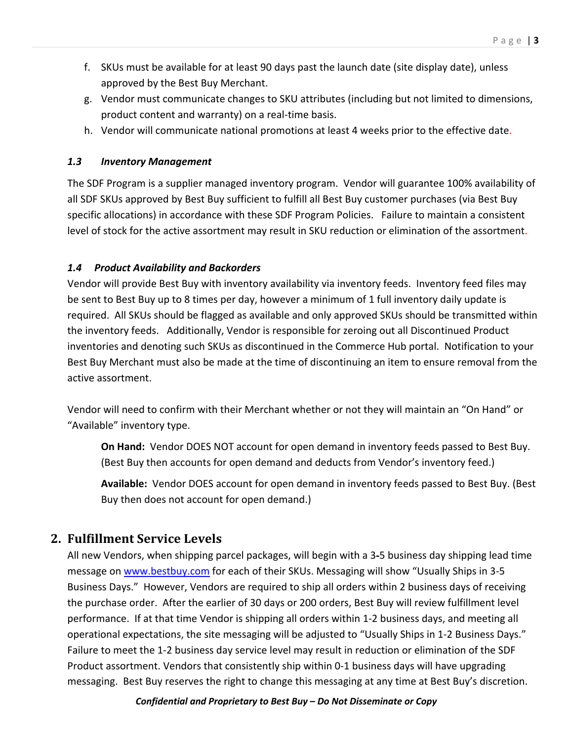f. SKUs must be available for at least 90 days past the launch date (site display date), unless approved by the Best Buy Merchant.
g. Vendor must communicate changes to SKU attributes (including but not limited to dimensions, product content and warranty) on a real-time basis.
h. Vendor will communicate national promotions at least 4 weeks prior to the effective date.

### *1.3 Inventory Management*

The SDF Program is a supplier managed inventory program. Vendor will guarantee 100% availability of all SDF SKUs approved by Best Buy sufficient to fulfill all Best Buy customer purchases (via Best Buy specific allocations) in accordance with these SDF Program Policies. Failure to maintain a consistent level of stock for the active assortment may result in SKU reduction or elimination of the assortment.

### *1.4 Product Availability and Backorders*

Vendor will provide Best Buy with inventory availability via inventory feeds. Inventory feed files may be sent to Best Buy up to 8 times per day, however a minimum of 1 full inventory daily update is required. All SKUs should be flagged as available and only approved SKUs should be transmitted within the inventory feeds. Additionally, Vendor is responsible for zeroing out all Discontinued Product inventories and denoting such SKUs as discontinued in the Commerce Hub portal. Notification to your Best Buy Merchant must also be made at the time of discontinuing an item to ensure removal from the active assortment.

Vendor will need to confirm with their Merchant whether or not they will maintain an "On Hand" or "Available" inventory type.

**On Hand:** Vendor DOES NOT account for open demand in inventory feeds passed to Best Buy. (Best Buy then accounts for open demand and deducts from Vendor's inventory feed.)

**Available:** Vendor DOES account for open demand in inventory feeds passed to Best Buy. (Best Buy then does not account for open demand.)

## 2. Fulfillment Service Levels

All new Vendors, when shipping parcel packages, will begin with a 3-5 business day shipping lead time message on [www.bestbuy.com](http://www.bestbuy.com) for each of their SKUs. Messaging will show "Usually Ships in 3-5 Business Days." However, Vendors are required to ship all orders within 2 business days of receiving the purchase order. After the earlier of 30 days or 200 orders, Best Buy will review fulfillment level performance. If at that time Vendor is shipping all orders within 1-2 business days, and meeting all operational expectations, the site messaging will be adjusted to "Usually Ships in 1-2 Business Days." Failure to meet the 1-2 business day service level may result in reduction or elimination of the SDF Product assortment. Vendors that consistently ship within 0-1 business days will have upgrading messaging. Best Buy reserves the right to change this messaging at any time at Best Buy's discretion.

***Confidential and Proprietary to Best Buy – Do Not Disseminate or Copy***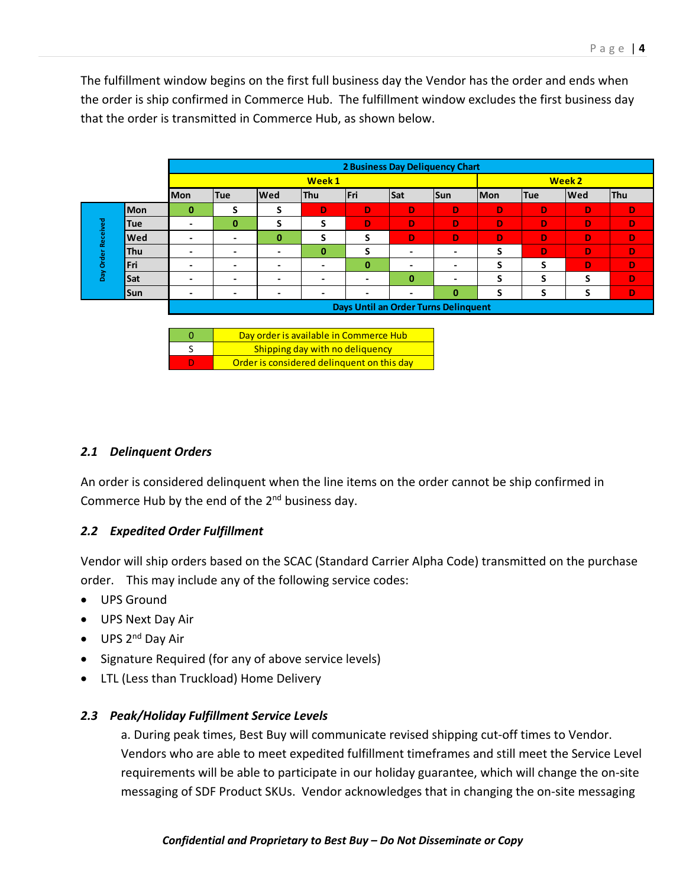The fulfillment window begins on the first full business day the Vendor has the order and ends when the order is ship confirmed in Commerce Hub. The fulfillment window excludes the first business day that the order is transmitted in Commerce Hub, as shown below.

| | 2 Business Day Deliquency Chart | | | | | | | | | | |
|---|---|---|---|---|---|---|---|---|---|---|---|
| | Week 1 | | | | | | | Week 2 | | | |
| Day Order Received | Mon | Tue | Wed | Thu | Fri | Sat | Sun | Mon | Tue | Wed | Thu |
| Mon | 0 | S | S | D | D | D | D | D | D | D | D |
| Tue | - | 0 | S | S | D | D | D | D | D | D | D |
| Wed | - | - | 0 | S | S | D | D | D | D | D | D |
| Thu | - | - | - | 0 | S | - | - | S | D | D | D |
| Fri | - | - | - | - | 0 | - | - | S | S | D | D |
| Sat | - | - | - | - | - | 0 | - | S | S | S | D |
| Sun | - | - | - | - | - | - | 0 | S | S | S | D |
| | Days Until an Order Turns Delinquent | | | | | | | | | | |

| | |
|---|---|
| 0 | Day order is available in Commerce Hub |
| S | Shipping day with no deliquency |
| D | Order is considered delinquent on this day |

### *2.1 Delinquent Orders*

An order is considered delinquent when the line items on the order cannot be ship confirmed in Commerce Hub by the end of the 2nd business day.

### *2.2 Expedited Order Fulfillment*

Vendor will ship orders based on the SCAC (Standard Carrier Alpha Code) transmitted on the purchase order. This may include any of the following service codes:

- UPS Ground
- UPS Next Day Air
- UPS 2nd Day Air
- Signature Required (for any of above service levels)
- LTL (Less than Truckload) Home Delivery

### *2.3 Peak/Holiday Fulfillment Service Levels*

a. During peak times, Best Buy will communicate revised shipping cut-off times to Vendor. Vendors who are able to meet expedited fulfillment timeframes and still meet the Service Level requirements will be able to participate in our holiday guarantee, which will change the on-site messaging of SDF Product SKUs. Vendor acknowledges that in changing the on-site messaging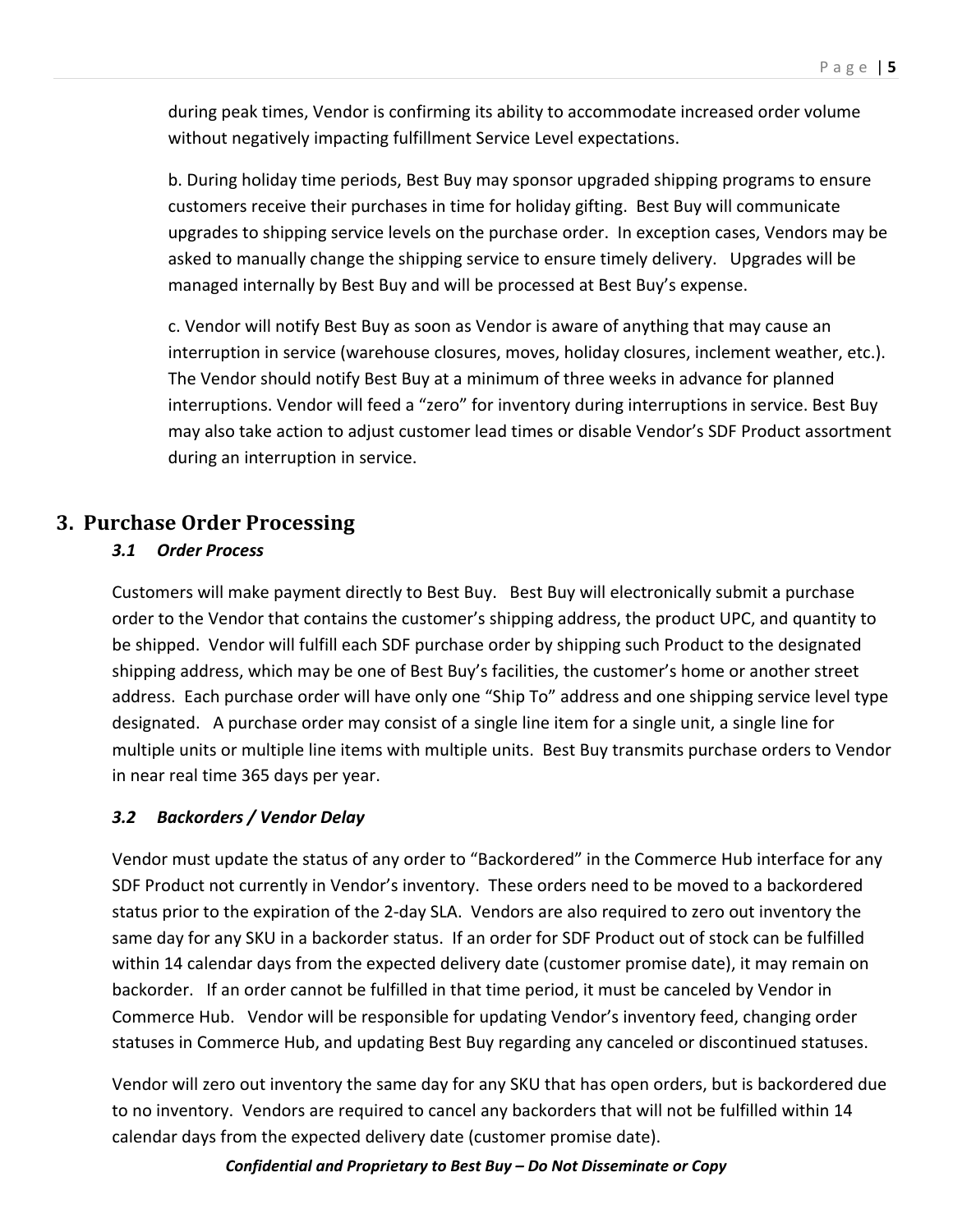during peak times, Vendor is confirming its ability to accommodate increased order volume without negatively impacting fulfillment Service Level expectations.

b. During holiday time periods, Best Buy may sponsor upgraded shipping programs to ensure customers receive their purchases in time for holiday gifting. Best Buy will communicate upgrades to shipping service levels on the purchase order. In exception cases, Vendors may be asked to manually change the shipping service to ensure timely delivery. Upgrades will be managed internally by Best Buy and will be processed at Best Buy's expense.

c. Vendor will notify Best Buy as soon as Vendor is aware of anything that may cause an interruption in service (warehouse closures, moves, holiday closures, inclement weather, etc.). The Vendor should notify Best Buy at a minimum of three weeks in advance for planned interruptions. Vendor will feed a "zero" for inventory during interruptions in service. Best Buy may also take action to adjust customer lead times or disable Vendor's SDF Product assortment during an interruption in service.

# 3. Purchase Order Processing

### *3.1 Order Process*

Customers will make payment directly to Best Buy. Best Buy will electronically submit a purchase order to the Vendor that contains the customer's shipping address, the product UPC, and quantity to be shipped. Vendor will fulfill each SDF purchase order by shipping such Product to the designated shipping address, which may be one of Best Buy's facilities, the customer's home or another street address. Each purchase order will have only one "Ship To" address and one shipping service level type designated. A purchase order may consist of a single line item for a single unit, a single line for multiple units or multiple line items with multiple units. Best Buy transmits purchase orders to Vendor in near real time 365 days per year.

### *3.2 Backorders / Vendor Delay*

Vendor must update the status of any order to "Backordered" in the Commerce Hub interface for any SDF Product not currently in Vendor's inventory. These orders need to be moved to a backordered status prior to the expiration of the 2-day SLA. Vendors are also required to zero out inventory the same day for any SKU in a backorder status. If an order for SDF Product out of stock can be fulfilled within 14 calendar days from the expected delivery date (customer promise date), it may remain on backorder. If an order cannot be fulfilled in that time period, it must be canceled by Vendor in Commerce Hub. Vendor will be responsible for updating Vendor's inventory feed, changing order statuses in Commerce Hub, and updating Best Buy regarding any canceled or discontinued statuses.

Vendor will zero out inventory the same day for any SKU that has open orders, but is backordered due to no inventory. Vendors are required to cancel any backorders that will not be fulfilled within 14 calendar days from the expected delivery date (customer promise date).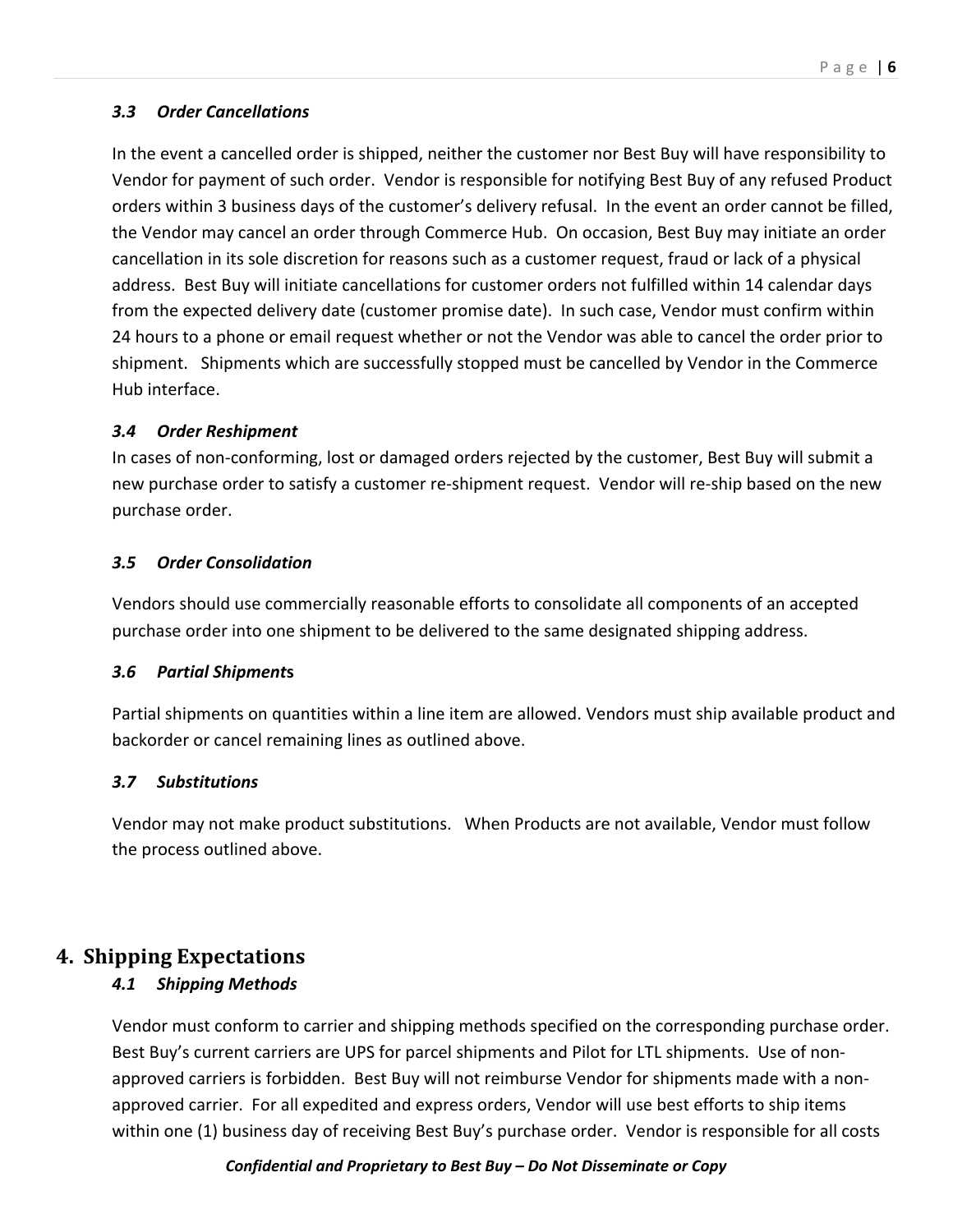### *3.3 Order Cancellations*

In the event a cancelled order is shipped, neither the customer nor Best Buy will have responsibility to Vendor for payment of such order. Vendor is responsible for notifying Best Buy of any refused Product orders within 3 business days of the customer's delivery refusal. In the event an order cannot be filled, the Vendor may cancel an order through Commerce Hub. On occasion, Best Buy may initiate an order cancellation in its sole discretion for reasons such as a customer request, fraud or lack of a physical address. Best Buy will initiate cancellations for customer orders not fulfilled within 14 calendar days from the expected delivery date (customer promise date). In such case, Vendor must confirm within 24 hours to a phone or email request whether or not the Vendor was able to cancel the order prior to shipment. Shipments which are successfully stopped must be cancelled by Vendor in the Commerce Hub interface.

### *3.4 Order Reshipment*

In cases of non-conforming, lost or damaged orders rejected by the customer, Best Buy will submit a new purchase order to satisfy a customer re-shipment request. Vendor will re-ship based on the new purchase order.

### *3.5 Order Consolidation*

Vendors should use commercially reasonable efforts to consolidate all components of an accepted purchase order into one shipment to be delivered to the same designated shipping address.

### *3.6 Partial Shipments*

Partial shipments on quantities within a line item are allowed. Vendors must ship available product and backorder or cancel remaining lines as outlined above.

### *3.7 Substitutions*

Vendor may not make product substitutions. When Products are not available, Vendor must follow the process outlined above.

## 4. Shipping Expectations

### *4.1 Shipping Methods*

Vendor must conform to carrier and shipping methods specified on the corresponding purchase order. Best Buy's current carriers are UPS for parcel shipments and Pilot for LTL shipments. Use of non-approved carriers is forbidden. Best Buy will not reimburse Vendor for shipments made with a non-approved carrier. For all expedited and express orders, Vendor will use best efforts to ship items within one (1) business day of receiving Best Buy's purchase order. Vendor is responsible for all costs

***Confidential and Proprietary to Best Buy – Do Not Disseminate or Copy***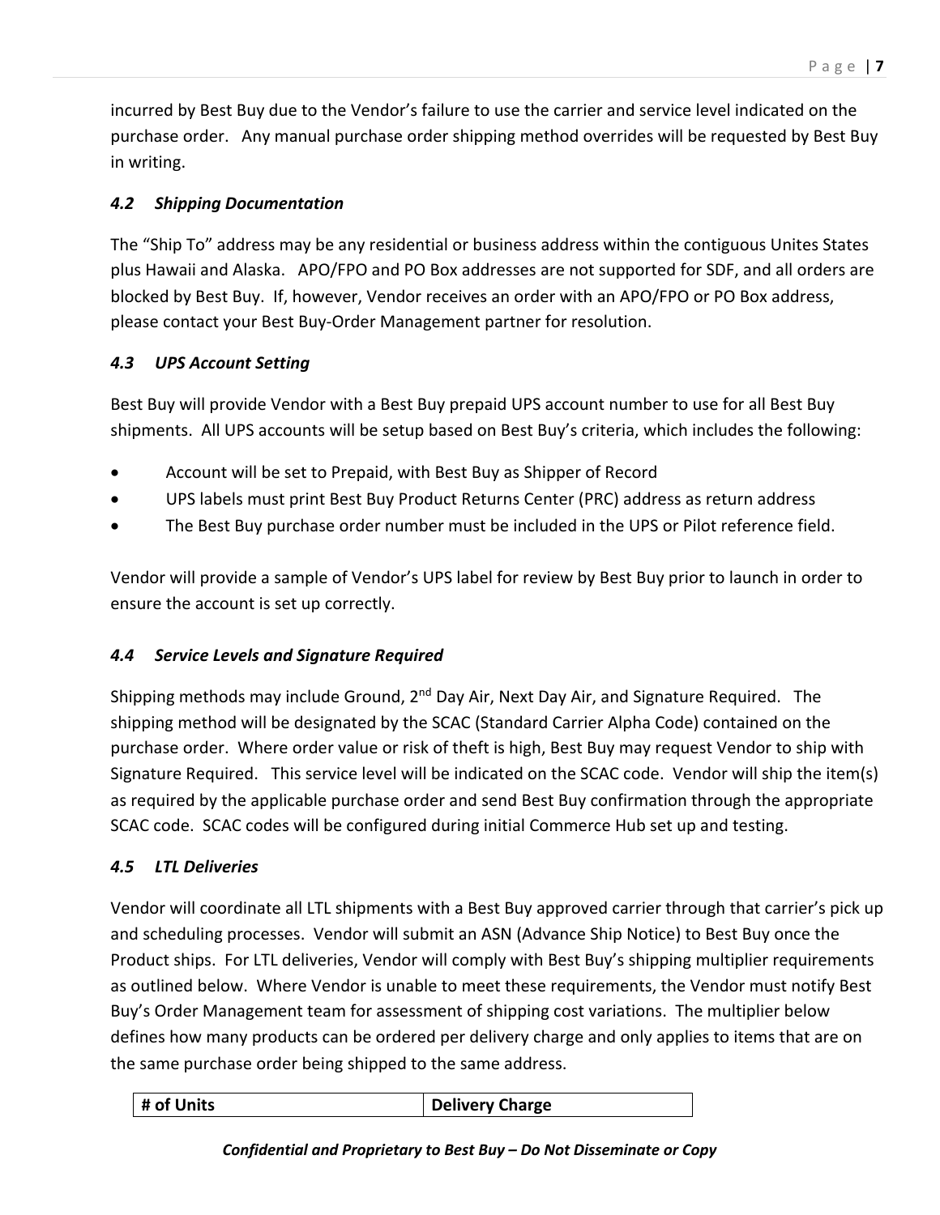incurred by Best Buy due to the Vendor's failure to use the carrier and service level indicated on the purchase order. Any manual purchase order shipping method overrides will be requested by Best Buy in writing.

### *4.2 Shipping Documentation*

The "Ship To" address may be any residential or business address within the contiguous Unites States plus Hawaii and Alaska. APO/FPO and PO Box addresses are not supported for SDF, and all orders are blocked by Best Buy. If, however, Vendor receives an order with an APO/FPO or PO Box address, please contact your Best Buy-Order Management partner for resolution.

### *4.3 UPS Account Setting*

Best Buy will provide Vendor with a Best Buy prepaid UPS account number to use for all Best Buy shipments. All UPS accounts will be setup based on Best Buy's criteria, which includes the following:

- Account will be set to Prepaid, with Best Buy as Shipper of Record
- UPS labels must print Best Buy Product Returns Center (PRC) address as return address
- The Best Buy purchase order number must be included in the UPS or Pilot reference field.

Vendor will provide a sample of Vendor's UPS label for review by Best Buy prior to launch in order to ensure the account is set up correctly.

### *4.4 Service Levels and Signature Required*

Shipping methods may include Ground, 2nd Day Air, Next Day Air, and Signature Required. The shipping method will be designated by the SCAC (Standard Carrier Alpha Code) contained on the purchase order. Where order value or risk of theft is high, Best Buy may request Vendor to ship with Signature Required. This service level will be indicated on the SCAC code. Vendor will ship the item(s) as required by the applicable purchase order and send Best Buy confirmation through the appropriate SCAC code. SCAC codes will be configured during initial Commerce Hub set up and testing.

### *4.5 LTL Deliveries*

Vendor will coordinate all LTL shipments with a Best Buy approved carrier through that carrier's pick up and scheduling processes. Vendor will submit an ASN (Advance Ship Notice) to Best Buy once the Product ships. For LTL deliveries, Vendor will comply with Best Buy's shipping multiplier requirements as outlined below. Where Vendor is unable to meet these requirements, the Vendor must notify Best Buy's Order Management team for assessment of shipping cost variations. The multiplier below defines how many products can be ordered per delivery charge and only applies to items that are on the same purchase order being shipped to the same address.

| # of Units | Delivery Charge |
|---|---|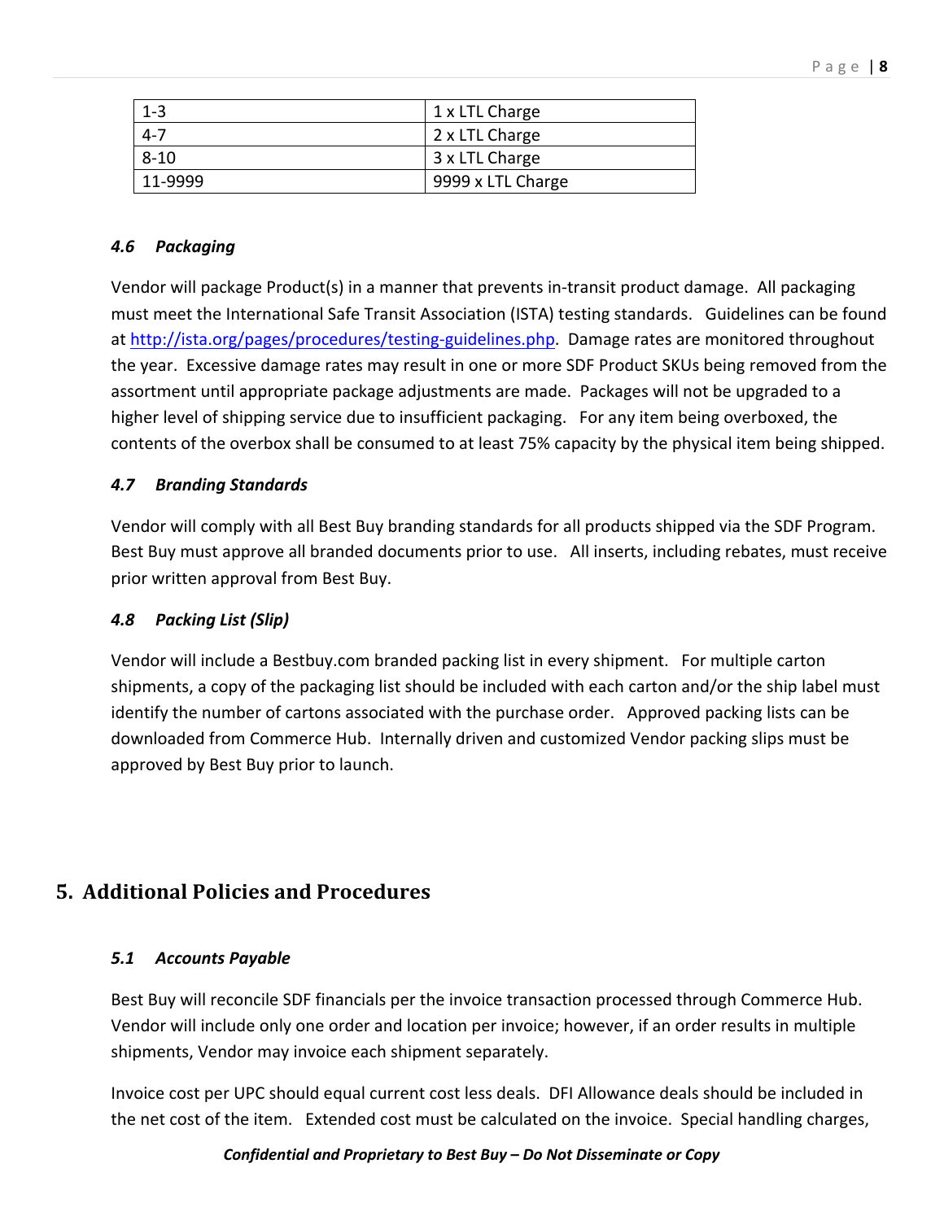| 1-3 | 1 x LTL Charge |
| --- | --- |
| 4-7 | 2 x LTL Charge |
| 8-10 | 3 x LTL Charge |
| 11-9999 | 9999 x LTL Charge |

### *4.6 Packaging*

Vendor will package Product(s) in a manner that prevents in-transit product damage. All packaging must meet the International Safe Transit Association (ISTA) testing standards. Guidelines can be found at http://ista.org/pages/procedures/testing-guidelines.php. Damage rates are monitored throughout the year. Excessive damage rates may result in one or more SDF Product SKUs being removed from the assortment until appropriate package adjustments are made. Packages will not be upgraded to a higher level of shipping service due to insufficient packaging. For any item being overboxed, the contents of the overbox shall be consumed to at least 75% capacity by the physical item being shipped.

### *4.7 Branding Standards*

Vendor will comply with all Best Buy branding standards for all products shipped via the SDF Program. Best Buy must approve all branded documents prior to use. All inserts, including rebates, must receive prior written approval from Best Buy.

### *4.8 Packing List (Slip)*

Vendor will include a Bestbuy.com branded packing list in every shipment. For multiple carton shipments, a copy of the packaging list should be included with each carton and/or the ship label must identify the number of cartons associated with the purchase order. Approved packing lists can be downloaded from Commerce Hub. Internally driven and customized Vendor packing slips must be approved by Best Buy prior to launch.

## 5. Additional Policies and Procedures

### *5.1 Accounts Payable*

Best Buy will reconcile SDF financials per the invoice transaction processed through Commerce Hub. Vendor will include only one order and location per invoice; however, if an order results in multiple shipments, Vendor may invoice each shipment separately.

Invoice cost per UPC should equal current cost less deals. DFI Allowance deals should be included in the net cost of the item. Extended cost must be calculated on the invoice. Special handling charges,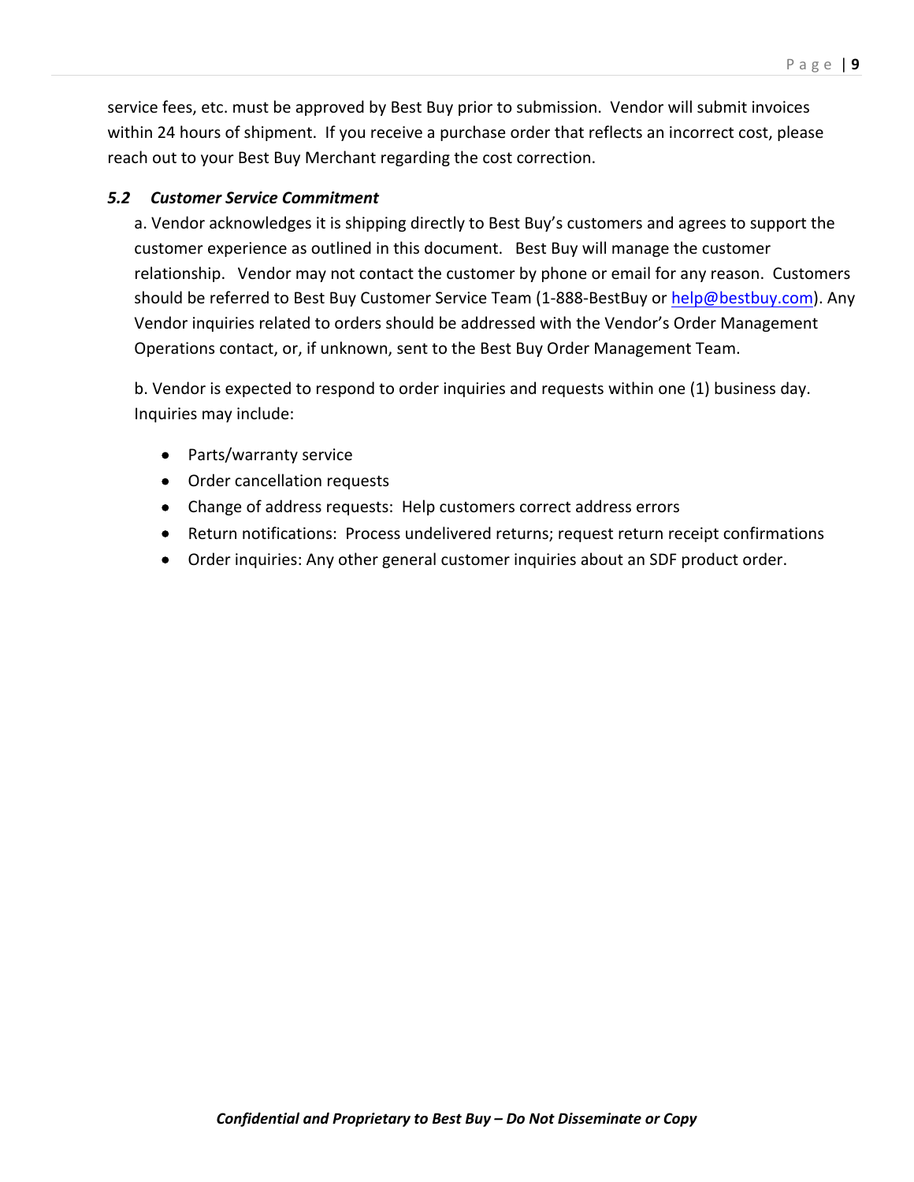service fees, etc. must be approved by Best Buy prior to submission. Vendor will submit invoices within 24 hours of shipment. If you receive a purchase order that reflects an incorrect cost, please reach out to your Best Buy Merchant regarding the cost correction.

### *5.2 Customer Service Commitment*

a. Vendor acknowledges it is shipping directly to Best Buy's customers and agrees to support the customer experience as outlined in this document. Best Buy will manage the customer relationship. Vendor may not contact the customer by phone or email for any reason. Customers should be referred to Best Buy Customer Service Team (1-888-BestBuy or help@bestbuy.com). Any Vendor inquiries related to orders should be addressed with the Vendor's Order Management Operations contact, or, if unknown, sent to the Best Buy Order Management Team.

b. Vendor is expected to respond to order inquiries and requests within one (1) business day. Inquiries may include:

- Parts/warranty service
- Order cancellation requests
- Change of address requests: Help customers correct address errors
- Return notifications: Process undelivered returns; request return receipt confirmations
- Order inquiries: Any other general customer inquiries about an SDF product order.

***Confidential and Proprietary to Best Buy – Do Not Disseminate or Copy***